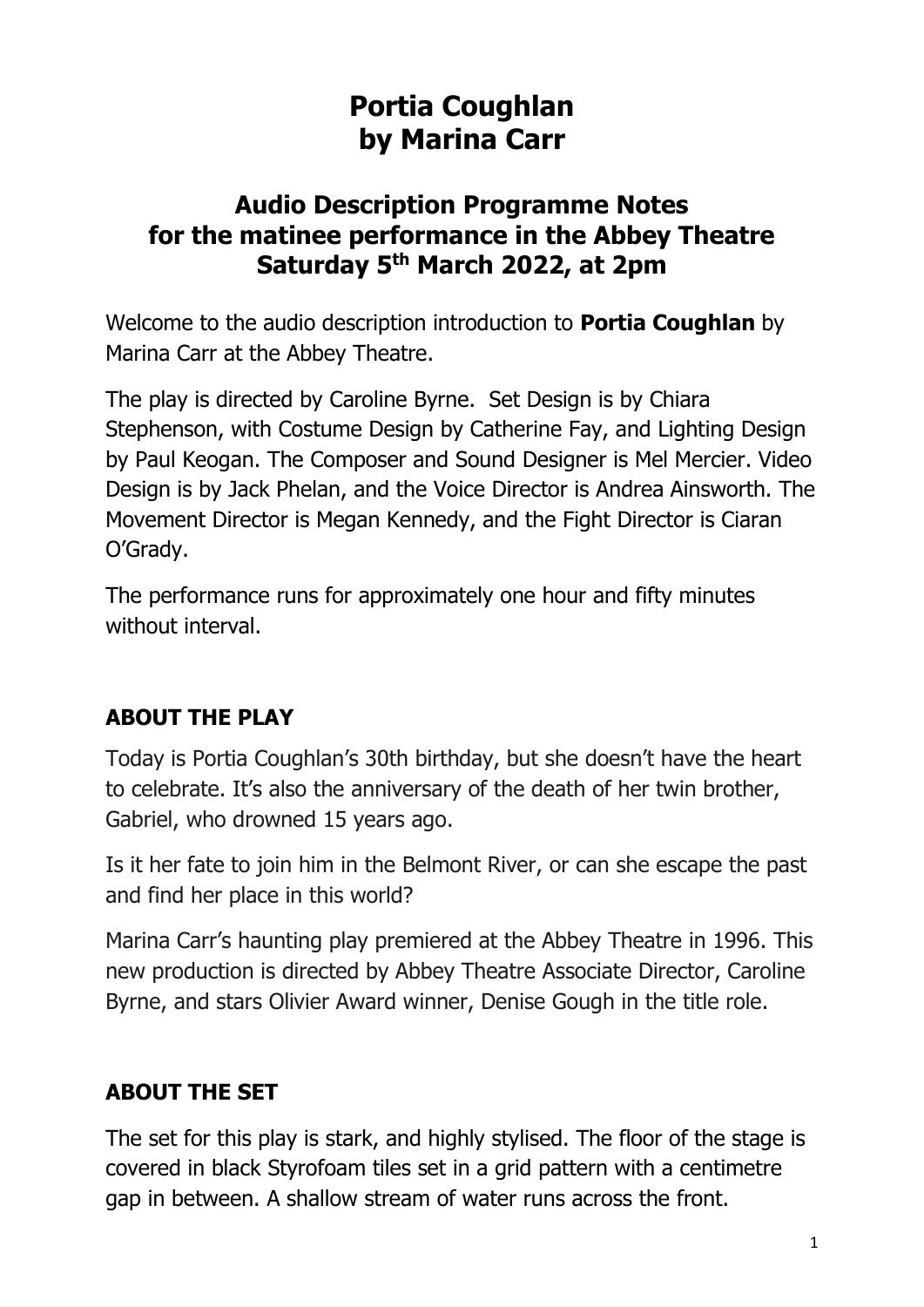# Portia Coughlan
# by Marina Carr

## Audio Description Programme Notes
## for the matinee performance in the Abbey Theatre
## Saturday 5th March 2022, at 2pm

Welcome to the audio description introduction to **Portia Coughlan** by Marina Carr at the Abbey Theatre.

The play is directed by Caroline Byrne. Set Design is by Chiara Stephenson, with Costume Design by Catherine Fay, and Lighting Design by Paul Keogan. The Composer and Sound Designer is Mel Mercier. Video Design is by Jack Phelan, and the Voice Director is Andrea Ainsworth. The Movement Director is Megan Kennedy, and the Fight Director is Ciaran O'Grady.

The performance runs for approximately one hour and fifty minutes without interval.

### ABOUT THE PLAY

Today is Portia Coughlan's 30th birthday, but she doesn't have the heart to celebrate. It's also the anniversary of the death of her twin brother, Gabriel, who drowned 15 years ago.

Is it her fate to join him in the Belmont River, or can she escape the past and find her place in this world?

Marina Carr's haunting play premiered at the Abbey Theatre in 1996. This new production is directed by Abbey Theatre Associate Director, Caroline Byrne, and stars Olivier Award winner, Denise Gough in the title role.

### ABOUT THE SET

The set for this play is stark, and highly stylised. The floor of the stage is covered in black Styrofoam tiles set in a grid pattern with a centimetre gap in between. A shallow stream of water runs across the front.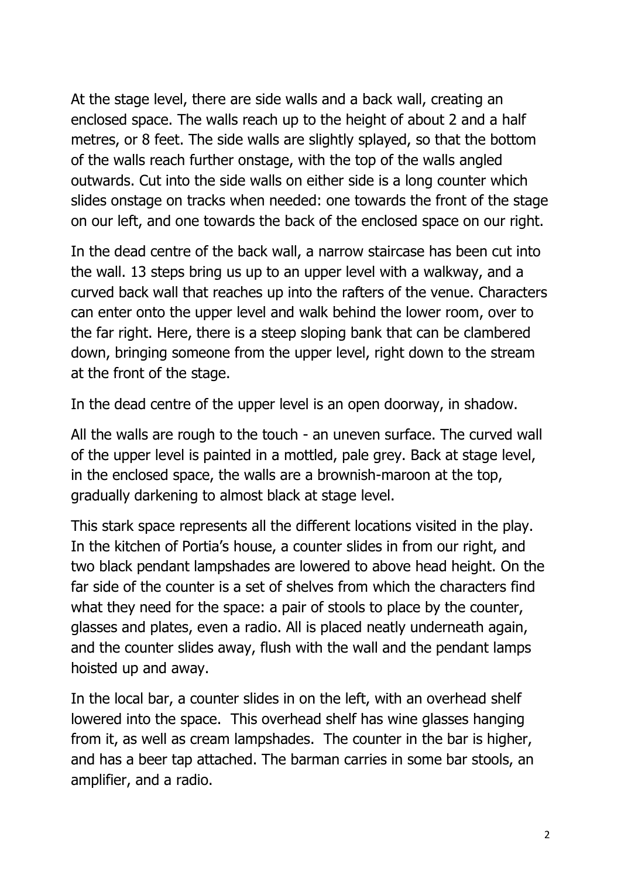At the stage level, there are side walls and a back wall, creating an enclosed space. The walls reach up to the height of about 2 and a half metres, or 8 feet. The side walls are slightly splayed, so that the bottom of the walls reach further onstage, with the top of the walls angled outwards. Cut into the side walls on either side is a long counter which slides onstage on tracks when needed: one towards the front of the stage on our left, and one towards the back of the enclosed space on our right.

In the dead centre of the back wall, a narrow staircase has been cut into the wall. 13 steps bring us up to an upper level with a walkway, and a curved back wall that reaches up into the rafters of the venue. Characters can enter onto the upper level and walk behind the lower room, over to the far right. Here, there is a steep sloping bank that can be clambered down, bringing someone from the upper level, right down to the stream at the front of the stage.

In the dead centre of the upper level is an open doorway, in shadow.

All the walls are rough to the touch - an uneven surface. The curved wall of the upper level is painted in a mottled, pale grey. Back at stage level, in the enclosed space, the walls are a brownish-maroon at the top, gradually darkening to almost black at stage level.

This stark space represents all the different locations visited in the play. In the kitchen of Portia's house, a counter slides in from our right, and two black pendant lampshades are lowered to above head height. On the far side of the counter is a set of shelves from which the characters find what they need for the space: a pair of stools to place by the counter, glasses and plates, even a radio. All is placed neatly underneath again, and the counter slides away, flush with the wall and the pendant lamps hoisted up and away.

In the local bar, a counter slides in on the left, with an overhead shelf lowered into the space. This overhead shelf has wine glasses hanging from it, as well as cream lampshades. The counter in the bar is higher, and has a beer tap attached. The barman carries in some bar stools, an amplifier, and a radio.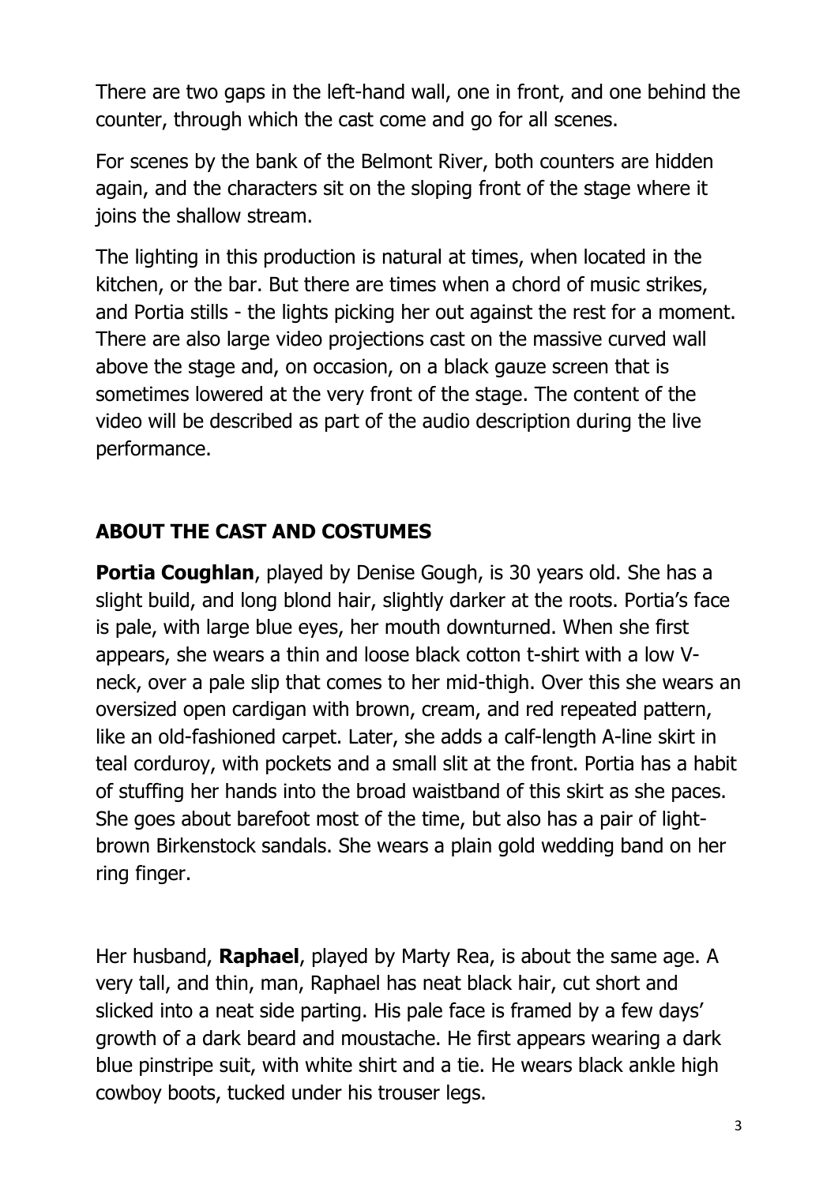There are two gaps in the left-hand wall, one in front, and one behind the counter, through which the cast come and go for all scenes.

For scenes by the bank of the Belmont River, both counters are hidden again, and the characters sit on the sloping front of the stage where it joins the shallow stream.

The lighting in this production is natural at times, when located in the kitchen, or the bar. But there are times when a chord of music strikes, and Portia stills - the lights picking her out against the rest for a moment. There are also large video projections cast on the massive curved wall above the stage and, on occasion, on a black gauze screen that is sometimes lowered at the very front of the stage. The content of the video will be described as part of the audio description during the live performance.

## ABOUT THE CAST AND COSTUMES

**Portia Coughlan**, played by Denise Gough, is 30 years old. She has a slight build, and long blond hair, slightly darker at the roots. Portia's face is pale, with large blue eyes, her mouth downturned. When she first appears, she wears a thin and loose black cotton t-shirt with a low V-neck, over a pale slip that comes to her mid-thigh. Over this she wears an oversized open cardigan with brown, cream, and red repeated pattern, like an old-fashioned carpet. Later, she adds a calf-length A-line skirt in teal corduroy, with pockets and a small slit at the front. Portia has a habit of stuffing her hands into the broad waistband of this skirt as she paces. She goes about barefoot most of the time, but also has a pair of light-brown Birkenstock sandals. She wears a plain gold wedding band on her ring finger.

Her husband, **Raphael**, played by Marty Rea, is about the same age. A very tall, and thin, man, Raphael has neat black hair, cut short and slicked into a neat side parting. His pale face is framed by a few days' growth of a dark beard and moustache. He first appears wearing a dark blue pinstripe suit, with white shirt and a tie. He wears black ankle high cowboy boots, tucked under his trouser legs.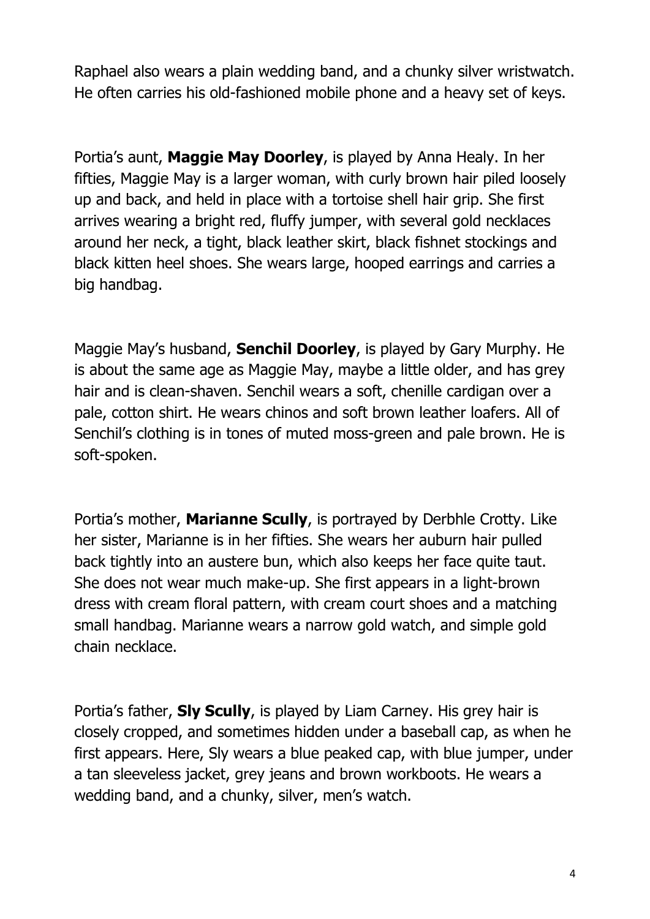Raphael also wears a plain wedding band, and a chunky silver wristwatch. He often carries his old-fashioned mobile phone and a heavy set of keys.

Portia's aunt, **Maggie May Doorley**, is played by Anna Healy. In her fifties, Maggie May is a larger woman, with curly brown hair piled loosely up and back, and held in place with a tortoise shell hair grip. She first arrives wearing a bright red, fluffy jumper, with several gold necklaces around her neck, a tight, black leather skirt, black fishnet stockings and black kitten heel shoes. She wears large, hooped earrings and carries a big handbag.

Maggie May's husband, **Senchil Doorley**, is played by Gary Murphy. He is about the same age as Maggie May, maybe a little older, and has grey hair and is clean-shaven. Senchil wears a soft, chenille cardigan over a pale, cotton shirt. He wears chinos and soft brown leather loafers. All of Senchil's clothing is in tones of muted moss-green and pale brown. He is soft-spoken.

Portia's mother, **Marianne Scully**, is portrayed by Derbhle Crotty. Like her sister, Marianne is in her fifties. She wears her auburn hair pulled back tightly into an austere bun, which also keeps her face quite taut. She does not wear much make-up. She first appears in a light-brown dress with cream floral pattern, with cream court shoes and a matching small handbag. Marianne wears a narrow gold watch, and simple gold chain necklace.

Portia's father, **Sly Scully**, is played by Liam Carney. His grey hair is closely cropped, and sometimes hidden under a baseball cap, as when he first appears. Here, Sly wears a blue peaked cap, with blue jumper, under a tan sleeveless jacket, grey jeans and brown workboots. He wears a wedding band, and a chunky, silver, men's watch.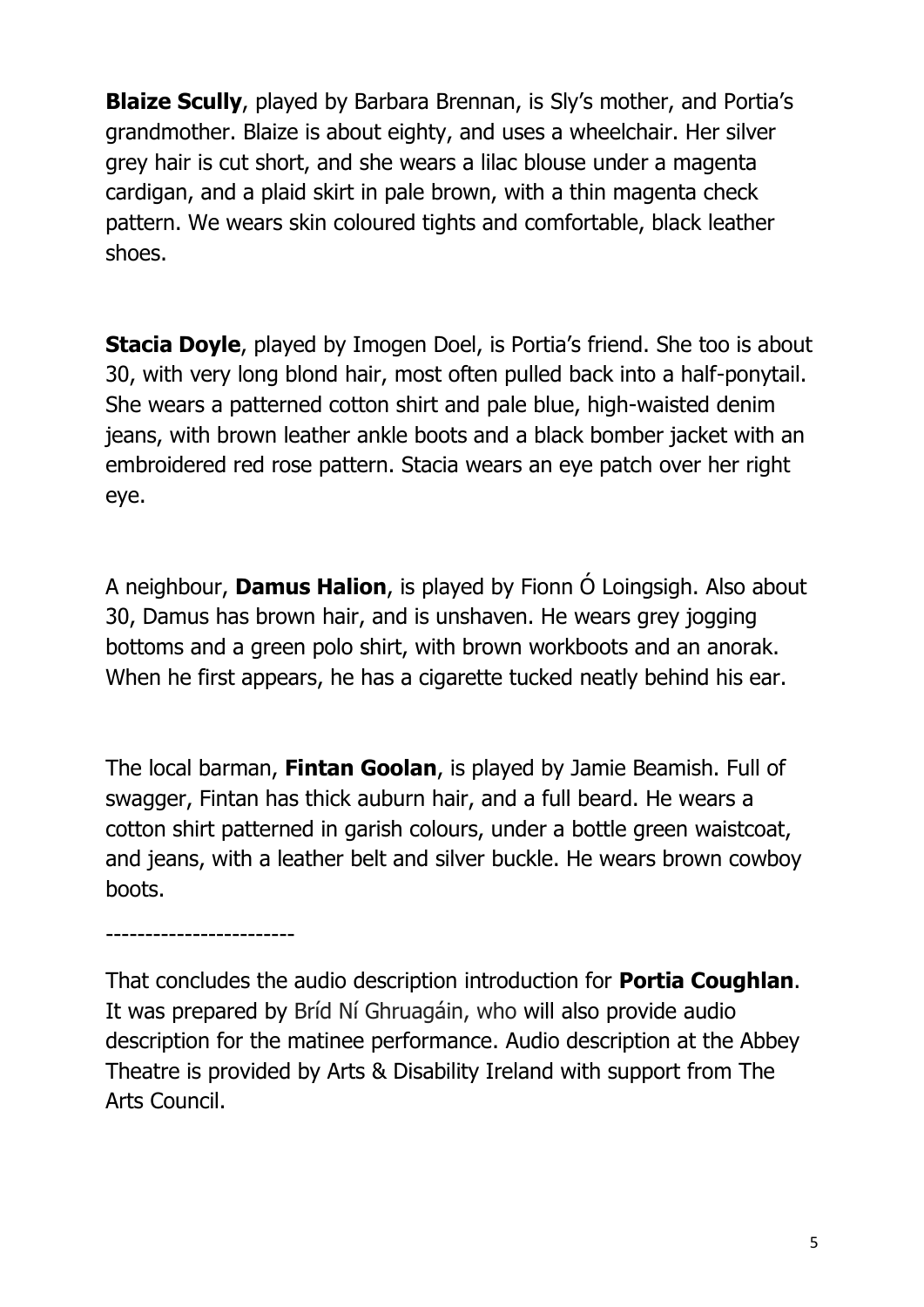**Blaize Scully**, played by Barbara Brennan, is Sly's mother, and Portia's grandmother. Blaize is about eighty, and uses a wheelchair. Her silver grey hair is cut short, and she wears a lilac blouse under a magenta cardigan, and a plaid skirt in pale brown, with a thin magenta check pattern. We wears skin coloured tights and comfortable, black leather shoes.

**Stacia Doyle**, played by Imogen Doel, is Portia's friend. She too is about 30, with very long blond hair, most often pulled back into a half-ponytail. She wears a patterned cotton shirt and pale blue, high-waisted denim jeans, with brown leather ankle boots and a black bomber jacket with an embroidered red rose pattern. Stacia wears an eye patch over her right eye.

A neighbour, **Damus Halion**, is played by Fionn Ó Loingsigh. Also about 30, Damus has brown hair, and is unshaven. He wears grey jogging bottoms and a green polo shirt, with brown workboots and an anorak. When he first appears, he has a cigarette tucked neatly behind his ear.

The local barman, **Fintan Goolan**, is played by Jamie Beamish. Full of swagger, Fintan has thick auburn hair, and a full beard. He wears a cotton shirt patterned in garish colours, under a bottle green waistcoat, and jeans, with a leather belt and silver buckle. He wears brown cowboy boots.

------------------------

That concludes the audio description introduction for **Portia Coughlan**. It was prepared by Bríd Ní Ghruagáin, who will also provide audio description for the matinee performance. Audio description at the Abbey Theatre is provided by Arts & Disability Ireland with support from The Arts Council.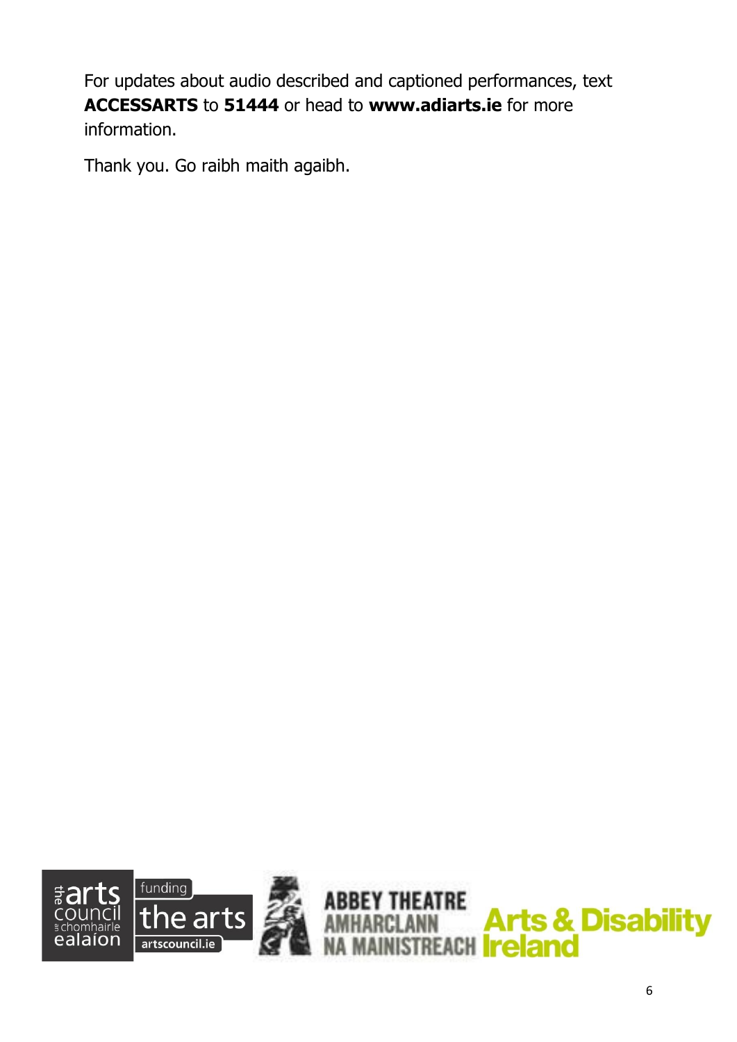For updates about audio described and captioned performances, text **ACCESSARTS** to **51444** or head to **www.adiarts.ie** for more information.

Thank you. Go raibh maith agaibh.